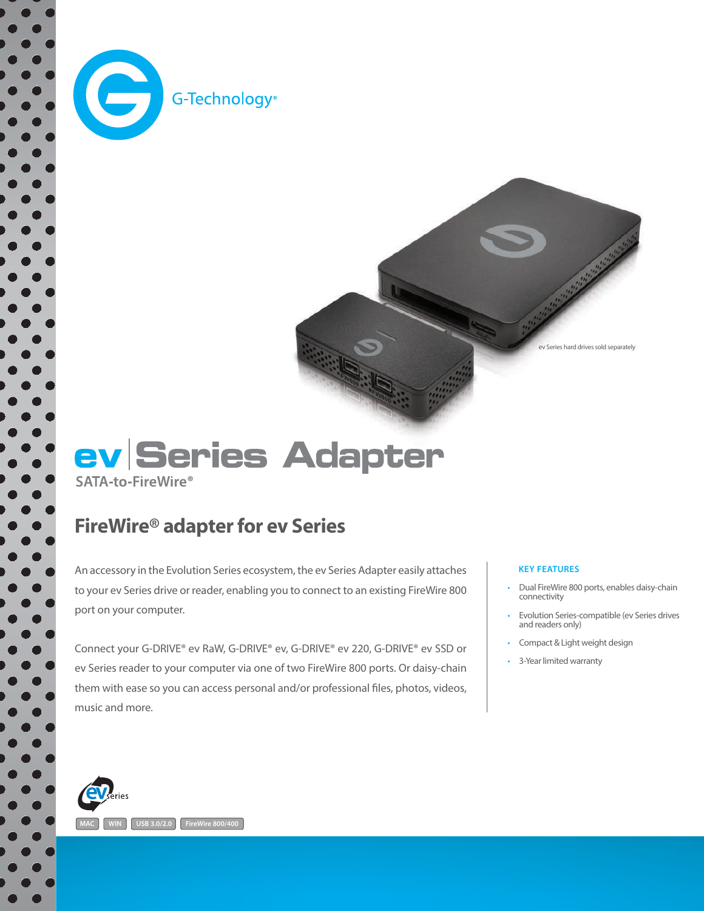G-Technology®

ev Series hard drives sold separately

# ev | Series Adapter

SATA-to-FireWire®

## FireWire® adapter for ev Series

An accessory in the Evolution Series ecosystem, the ev Series Adapter easily attaches to your ev Series drive or reader, enabling you to connect to an existing FireWire 800 port on your computer.

Connect your G-DRIVE® ev RaW, G-DRIVE® ev, G-DRIVE® ev 220, G-DRIVE® ev SSD or ev Series reader to your computer via one of two FireWire 800 ports. Or daisy-chain them with ease so you can access personal and/or professional files, photos, videos, music and more.

### KEY FEATURES

- Dual FireWire 800 ports, enables daisy-chain connectivity
- Evolution Series-compatible (ev Series drives and readers only)
- Compact & Light weight design
- 3-Year limited warranty

ev series

MAC | WIN | USB 3.0/2.0 | FireWire 800/400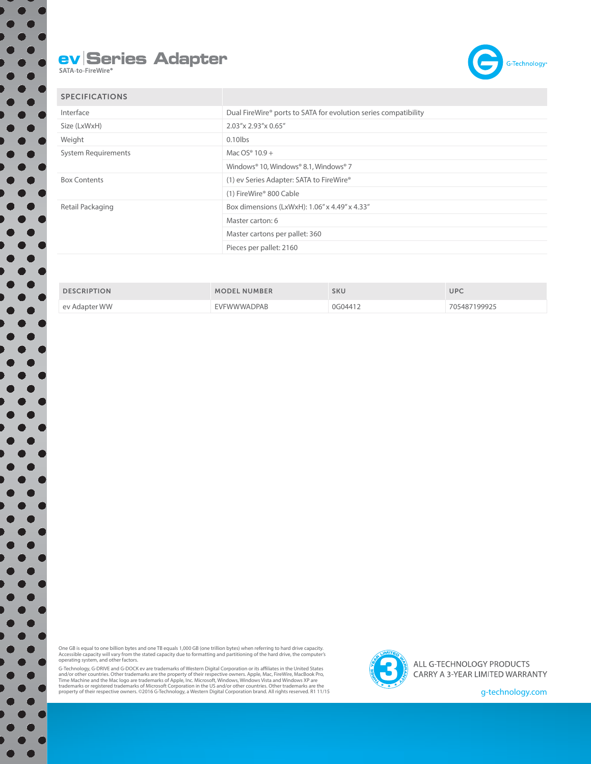# ev Series Adapter

**SATA-to-FireWire®**

G-Technology

| SPECIFICATIONS | |
|---|---|
| Interface | Dual FireWire® ports to SATA for evolution series compatibility |
| Size (LxWxH) | 2.03"x 2.93"x 0.65" |
| Weight | 0.10lbs |
| System Requirements | Mac OS® 10.9 + |
| | Windows® 10, Windows® 8.1, Windows® 7 |
| Box Contents | (1) ev Series Adapter: SATA to FireWire® |
| | (1) FireWire® 800 Cable |
| Retail Packaging | Box dimensions (LxWxH): 1.06" x 4.49" x 4.33" |
| | Master carton: 6 |
| | Master cartons per pallet: 360 |
| | Pieces per pallet: 2160 |

| DESCRIPTION | MODEL NUMBER | SKU | UPC |
|---|---|---|---|
| ev Adapter WW | EVFWWWADPAB | 0G04412 | 705487199925 |

One GB is equal to one billion bytes and one TB equals 1,000 GB (one trillion bytes) when referring to hard drive capacity. Accessible capacity will vary from the stated capacity due to formatting and partitioning of the hard drive, the computer's operating system, and other factors.

G-Technology, G-DRIVE and G-DOCK ev are trademarks of Western Digital Corporation or its affiliates in the United States and/or other countries. Other trademarks are the property of their respective owners. Apple, Mac, FireWire, MacBook Pro, Time Machine and the Mac logo are trademarks of Apple, Inc. Microsoft, Windows, Windows Vista and Windows XP are trademarks or registered trademarks of Microsoft Corporation in the US and/or other countries. Other trademarks are the property of their respective owners. ©2016 G-Technology, a Western Digital Corporation brand. All rights reserved. R1 11/15

ALL G-TECHNOLOGY PRODUCTS CARRY A 3-YEAR LIMITED WARRANTY

g-technology.com